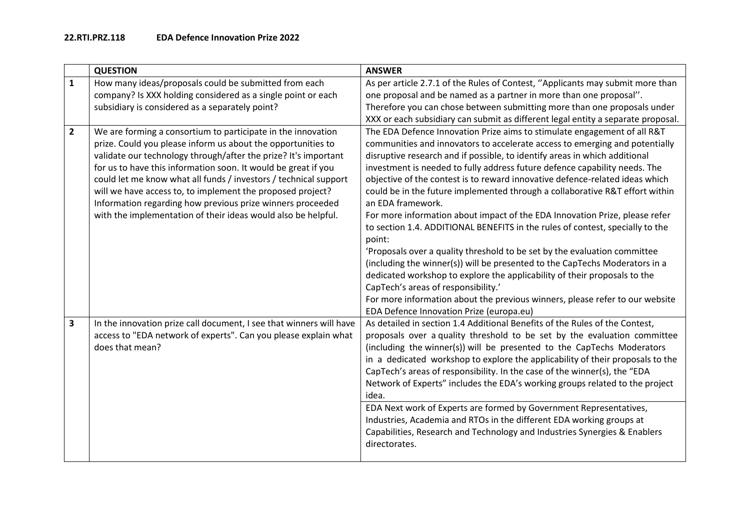**22.RTI.PRZ.118 EDA Defence Innovation Prize 2022**

| | QUESTION | ANSWER |
|---|---|---|
| 1 | How many ideas/proposals could be submitted from each company? Is XXX holding considered as a single point or each subsidiary is considered as a separately point? | As per article 2.7.1 of the Rules of Contest, ''Applicants may submit more than one proposal and be named as a partner in more than one proposal''. Therefore you can chose between submitting more than one proposals under XXX or each subsidiary can submit as different legal entity a separate proposal. |
| 2 | We are forming a consortium to participate in the innovation prize. Could you please inform us about the opportunities to validate our technology through/after the prize? It's important for us to have this information soon. It would be great if you could let me know what all funds / investors / technical support will we have access to, to implement the proposed project? Information regarding how previous prize winners proceeded with the implementation of their ideas would also be helpful. | The EDA Defence Innovation Prize aims to stimulate engagement of all R&T communities and innovators to accelerate access to emerging and potentially disruptive research and if possible, to identify areas in which additional investment is needed to fully address future defence capability needs. The objective of the contest is to reward innovative defence-related ideas which could be in the future implemented through a collaborative R&T effort within an EDA framework.<br>For more information about impact of the EDA Innovation Prize, please refer to section 1.4. ADDITIONAL BENEFITS in the rules of contest, specially to the point:<br>'Proposals over a quality threshold to be set by the evaluation committee (including the winner(s)) will be presented to the CapTechs Moderators in a dedicated workshop to explore the applicability of their proposals to the CapTech's areas of responsibility.'<br>For more information about the previous winners, please refer to our website EDA Defence Innovation Prize (europa.eu) |
| 3 | In the innovation prize call document, I see that winners will have access to "EDA network of experts". Can you please explain what does that mean? | As detailed in section 1.4 Additional Benefits of the Rules of the Contest, proposals over a quality threshold to be set by the evaluation committee (including the winner(s)) will be presented to the CapTechs Moderators in a dedicated workshop to explore the applicability of their proposals to the CapTech's areas of responsibility. In the case of the winner(s), the "EDA Network of Experts" includes the EDA's working groups related to the project idea.<br>EDA Next work of Experts are formed by Government Representatives, Industries, Academia and RTOs in the different EDA working groups at Capabilities, Research and Technology and Industries Synergies & Enablers directorates. |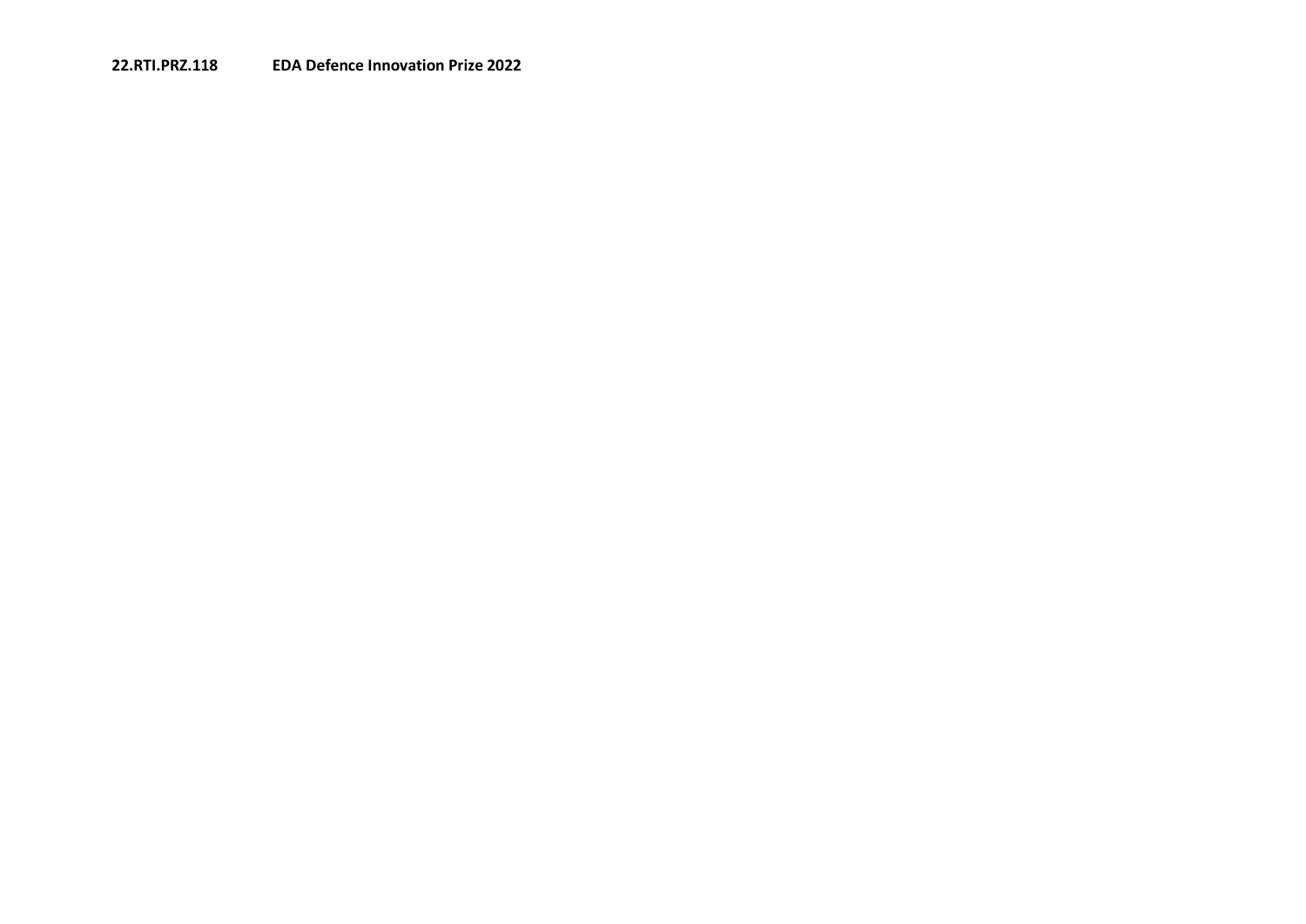**22.RTI.PRZ.118 EDA Defence Innovation Prize 2022**